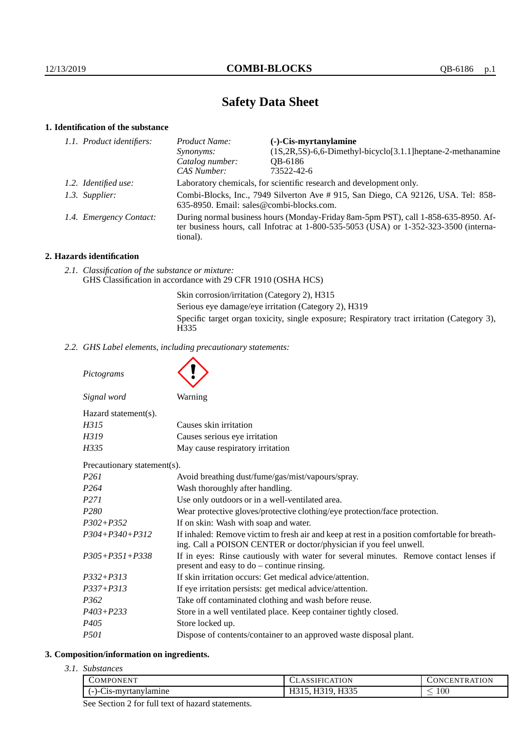# Safety Data Sheet

## 1. Identification of the substance

*1.1. Product identifiers:*

| | |
|---|---|
| *Product Name:* | **(-)-Cis-myrtanylamine** |
| *Synonyms:* | (1S,2R,5S)-6,6-Dimethyl-bicyclo[3.1.1]heptane-2-methanamine |
| *Catalog number:* | QB-6186 |
| *CAS Number:* | 73522-42-6 |

*1.2. Identified use:* Laboratory chemicals, for scientific research and development only.

*1.3. Supplier:* Combi-Blocks, Inc., 7949 Silverton Ave # 915, San Diego, CA 92126, USA. Tel: 858-635-8950. Email: sales@combi-blocks.com.

*1.4. Emergency Contact:* During normal business hours (Monday-Friday 8am-5pm PST), call 1-858-635-8950. After business hours, call Infotrac at 1-800-535-5053 (USA) or 1-352-323-3500 (international).

## 2. Hazards identification

*2.1. Classification of the substance or mixture:*
GHS Classification in accordance with 29 CFR 1910 (OSHA HCS)

Skin corrosion/irritation (Category 2), H315
Serious eye damage/eye irritation (Category 2), H319
Specific target organ toxicity, single exposure; Respiratory tract irritation (Category 3), H335

*2.2. GHS Label elements, including precautionary statements:*

*Pictograms*

*Signal word* Warning

Hazard statement(s).

| | |
|---|---|
| *H315* | Causes skin irritation |
| *H319* | Causes serious eye irritation |
| *H335* | May cause respiratory irritation |

Precautionary statement(s).

| | |
|---|---|
| *P261* | Avoid breathing dust/fume/gas/mist/vapours/spray. |
| *P264* | Wash thoroughly after handling. |
| *P271* | Use only outdoors or in a well-ventilated area. |
| *P280* | Wear protective gloves/protective clothing/eye protection/face protection. |
| *P302+P352* | If on skin: Wash with soap and water. |
| *P304+P340+P312* | If inhaled: Remove victim to fresh air and keep at rest in a position comfortable for breathing. Call a POISON CENTER or doctor/physician if you feel unwell. |
| *P305+P351+P338* | If in eyes: Rinse cautiously with water for several minutes. Remove contact lenses if present and easy to do – continue rinsing. |
| *P332+P313* | If skin irritation occurs: Get medical advice/attention. |
| *P337+P313* | If eye irritation persists: get medical advice/attention. |
| *P362* | Take off contaminated clothing and wash before reuse. |
| *P403+P233* | Store in a well ventilated place. Keep container tightly closed. |
| *P405* | Store locked up. |
| *P501* | Dispose of contents/container to an approved waste disposal plant. |

## 3. Composition/information on ingredients.

*3.1. Substances*

| Component | Classification | Concentration |
|---|---|---|
| (-)-Cis-myrtanylamine | H315, H319, H335 | $\leq 100$ |

See Section 2 for full text of hazard statements.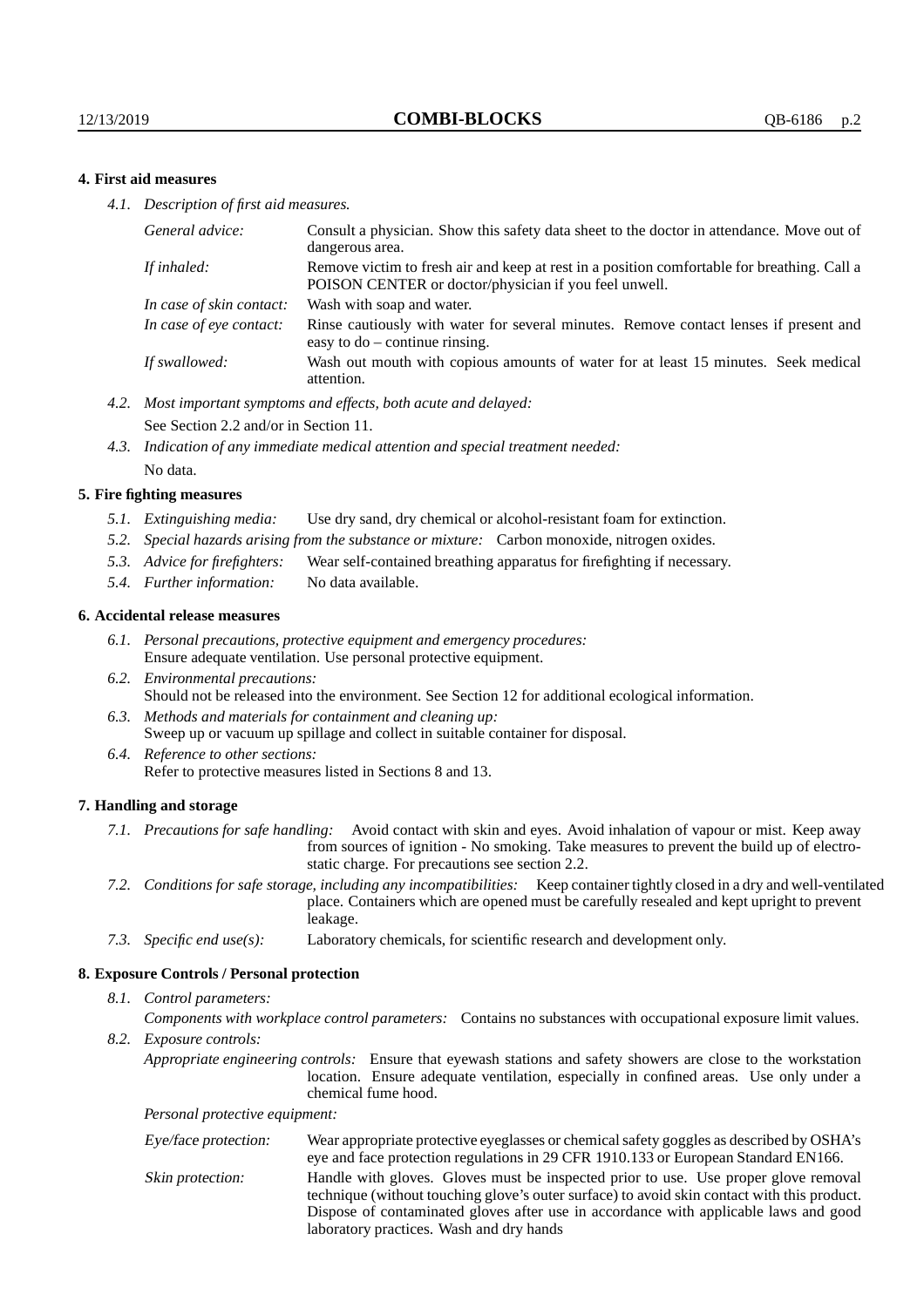### 4. First aid measures

*4.1. Description of first aid measures.*

| | |
|---|---|
| *General advice:* | Consult a physician. Show this safety data sheet to the doctor in attendance. Move out of dangerous area. |
| *If inhaled:* | Remove victim to fresh air and keep at rest in a position comfortable for breathing. Call a POISON CENTER or doctor/physician if you feel unwell. |
| *In case of skin contact:* | Wash with soap and water. |
| *In case of eye contact:* | Rinse cautiously with water for several minutes. Remove contact lenses if present and easy to do – continue rinsing. |
| *If swallowed:* | Wash out mouth with copious amounts of water for at least 15 minutes. Seek medical attention. |

*4.2. Most important symptoms and effects, both acute and delayed:*
See Section 2.2 and/or in Section 11.

*4.3. Indication of any immediate medical attention and special treatment needed:*
No data.

### 5. Fire fighting measures

*5.1. Extinguishing media:* Use dry sand, dry chemical or alcohol-resistant foam for extinction.

*5.2. Special hazards arising from the substance or mixture:* Carbon monoxide, nitrogen oxides.

*5.3. Advice for firefighters:* Wear self-contained breathing apparatus for firefighting if necessary.

*5.4. Further information:* No data available.

### 6. Accidental release measures

*6.1. Personal precautions, protective equipment and emergency procedures:*
Ensure adequate ventilation. Use personal protective equipment.

*6.2. Environmental precautions:*
Should not be released into the environment. See Section 12 for additional ecological information.

*6.3. Methods and materials for containment and cleaning up:*
Sweep up or vacuum up spillage and collect in suitable container for disposal.

*6.4. Reference to other sections:*
Refer to protective measures listed in Sections 8 and 13.

### 7. Handling and storage

*7.1. Precautions for safe handling:* Avoid contact with skin and eyes. Avoid inhalation of vapour or mist. Keep away from sources of ignition - No smoking. Take measures to prevent the build up of electrostatic charge. For precautions see section 2.2.

*7.2. Conditions for safe storage, including any incompatibilities:* Keep container tightly closed in a dry and well-ventilated place. Containers which are opened must be carefully resealed and kept upright to prevent leakage.

*7.3. Specific end use(s):* Laboratory chemicals, for scientific research and development only.

### 8. Exposure Controls / Personal protection

*8.1. Control parameters:*

*Components with workplace control parameters:* Contains no substances with occupational exposure limit values.

*8.2. Exposure controls:*

*Appropriate engineering controls:* Ensure that eyewash stations and safety showers are close to the workstation location. Ensure adequate ventilation, especially in confined areas. Use only under a chemical fume hood.

*Personal protective equipment:*

| | |
|---|---|
| *Eye/face protection:* | Wear appropriate protective eyeglasses or chemical safety goggles as described by OSHA's eye and face protection regulations in 29 CFR 1910.133 or European Standard EN166. |
| *Skin protection:* | Handle with gloves. Gloves must be inspected prior to use. Use proper glove removal technique (without touching glove's outer surface) to avoid skin contact with this product. Dispose of contaminated gloves after use in accordance with applicable laws and good laboratory practices. Wash and dry hands |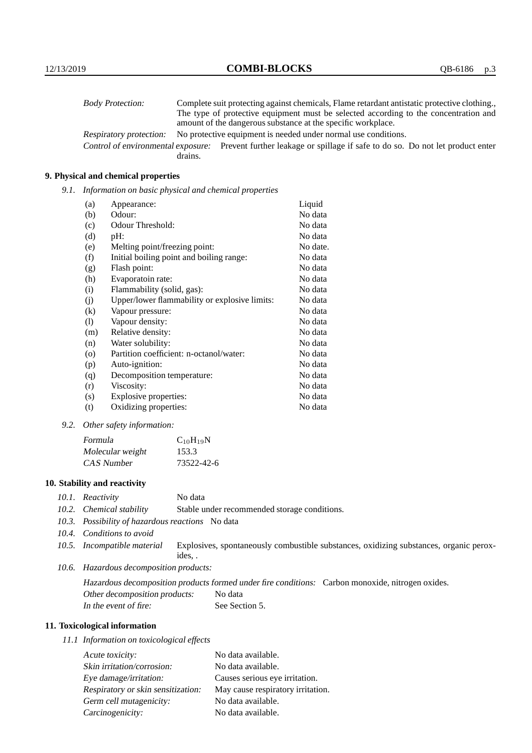*Body Protection:* Complete suit protecting against chemicals, Flame retardant antistatic protective clothing., The type of protective equipment must be selected according to the concentration and amount of the dangerous substance at the specific workplace.

*Respiratory protection:* No protective equipment is needed under normal use conditions.

*Control of environmental exposure:* Prevent further leakage or spillage if safe to do so. Do not let product enter drains.

## 9. Physical and chemical properties

*9.1. Information on basic physical and chemical properties*

| | | |
|---|---|---|
| (a) | Appearance: | Liquid |
| (b) | Odour: | No data |
| (c) | Odour Threshold: | No data |
| (d) | pH: | No data |
| (e) | Melting point/freezing point: | No date. |
| (f) | Initial boiling point and boiling range: | No data |
| (g) | Flash point: | No data |
| (h) | Evaporatoin rate: | No data |
| (i) | Flammability (solid, gas): | No data |
| (j) | Upper/lower flammability or explosive limits: | No data |
| (k) | Vapour pressure: | No data |
| (l) | Vapour density: | No data |
| (m) | Relative density: | No data |
| (n) | Water solubility: | No data |
| (o) | Partition coefficient: n-octanol/water: | No data |
| (p) | Auto-ignition: | No data |
| (q) | Decomposition temperature: | No data |
| (r) | Viscosity: | No data |
| (s) | Explosive properties: | No data |
| (t) | Oxidizing properties: | No data |

*9.2. Other safety information:*

| | |
|---|---|
| *Formula* | $C_{10}H_{19}N$ |
| *Molecular weight* | 153.3 |
| *CAS Number* | 73522-42-6 |

## 10. Stability and reactivity

*10.1. Reactivity* No data

*10.2. Chemical stability* Stable under recommended storage conditions.

*10.3. Possibility of hazardous reactions* No data

*10.4. Conditions to avoid*

*10.5. Incompatible material* Explosives, spontaneously combustible substances, oxidizing substances, organic peroxides, .

*10.6. Hazardous decomposition products:*

*Hazardous decomposition products formed under fire conditions:* Carbon monoxide, nitrogen oxides.

*Other decomposition products:* No data

*In the event of fire:* See Section 5.

## 11. Toxicological information

*11.1 Information on toxicological effects*

| | |
|---|---|
| *Acute toxicity:* | No data available. |
| *Skin irritation/corrosion:* | No data available. |
| *Eye damage/irritation:* | Causes serious eye irritation. |
| *Respiratory or skin sensitization:* | May cause respiratory irritation. |
| *Germ cell mutagenicity:* | No data available. |
| *Carcinogenicity:* | No data available. |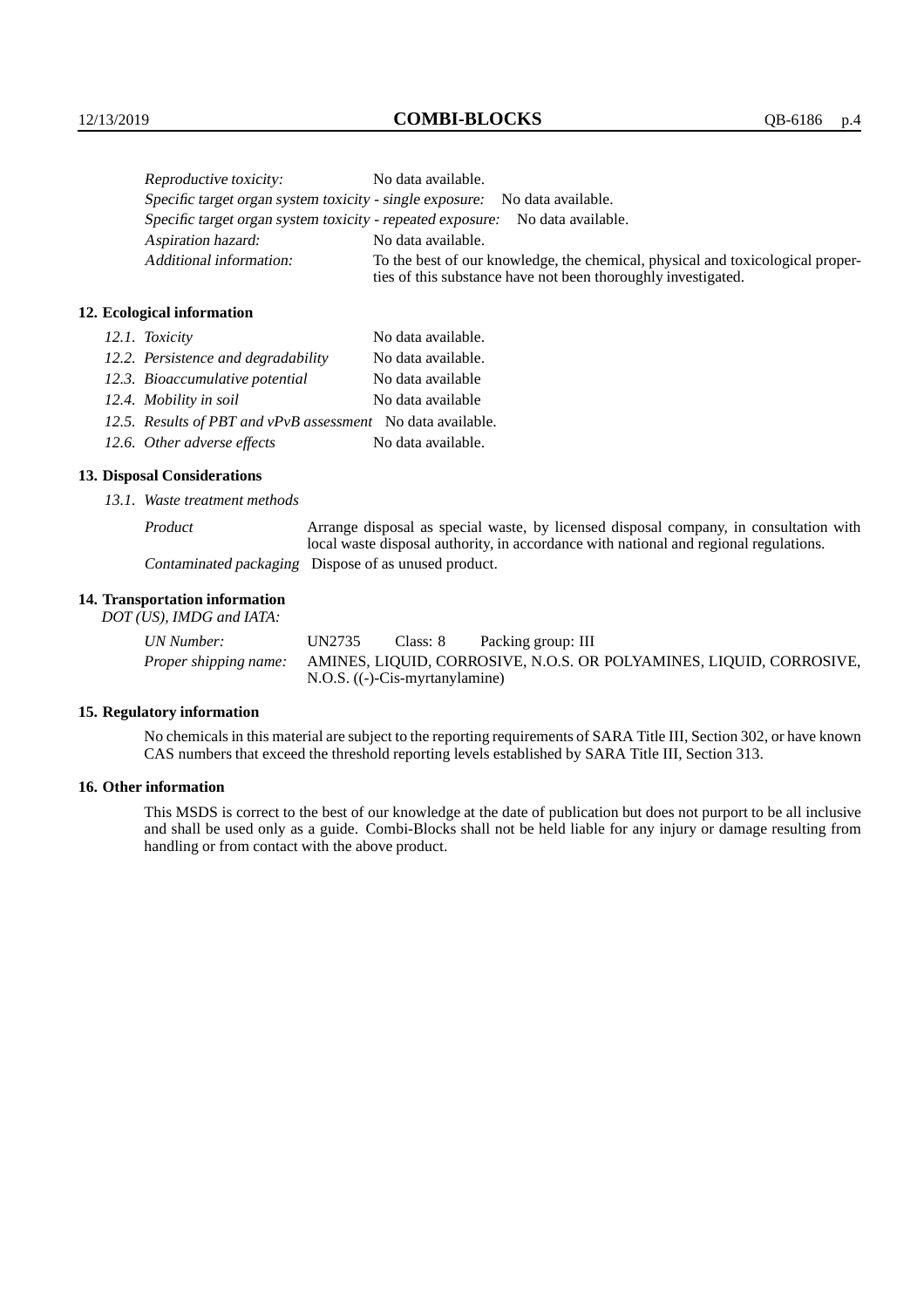| | |
|---|---|
| *Reproductive toxicity:* | No data available. |
| *Specific target organ system toxicity - single exposure:* | No data available. |
| *Specific target organ system toxicity - repeated exposure:* | No data available. |
| *Aspiration hazard:* | No data available. |
| *Additional information:* | To the best of our knowledge, the chemical, physical and toxicological properties of this substance have not been thoroughly investigated. |

## 12. Ecological information

| | |
|---|---|
| *12.1. Toxicity* | No data available. |
| *12.2. Persistence and degradability* | No data available. |
| *12.3. Bioaccumulative potential* | No data available |
| *12.4. Mobility in soil* | No data available |
| *12.5. Results of PBT and vPvB assessment* | No data available. |
| *12.6. Other adverse effects* | No data available. |

## 13. Disposal Considerations

*13.1. Waste treatment methods*

| | |
|---|---|
| *Product* | Arrange disposal as special waste, by licensed disposal company, in consultation with local waste disposal authority, in accordance with national and regional regulations. |
| *Contaminated packaging* | Dispose of as unused product. |

## 14. Transportation information

*DOT (US), IMDG and IATA:*

| | |
|---|---|
| *UN Number:* | UN2735 Class: 8 Packing group: III |
| *Proper shipping name:* | AMINES, LIQUID, CORROSIVE, N.O.S. OR POLYAMINES, LIQUID, CORROSIVE, N.O.S. ((-)-Cis-myrtanylamine) |

## 15. Regulatory information

No chemicals in this material are subject to the reporting requirements of SARA Title III, Section 302, or have known CAS numbers that exceed the threshold reporting levels established by SARA Title III, Section 313.

## 16. Other information

This MSDS is correct to the best of our knowledge at the date of publication but does not purport to be all inclusive and shall be used only as a guide. Combi-Blocks shall not be held liable for any injury or damage resulting from handling or from contact with the above product.